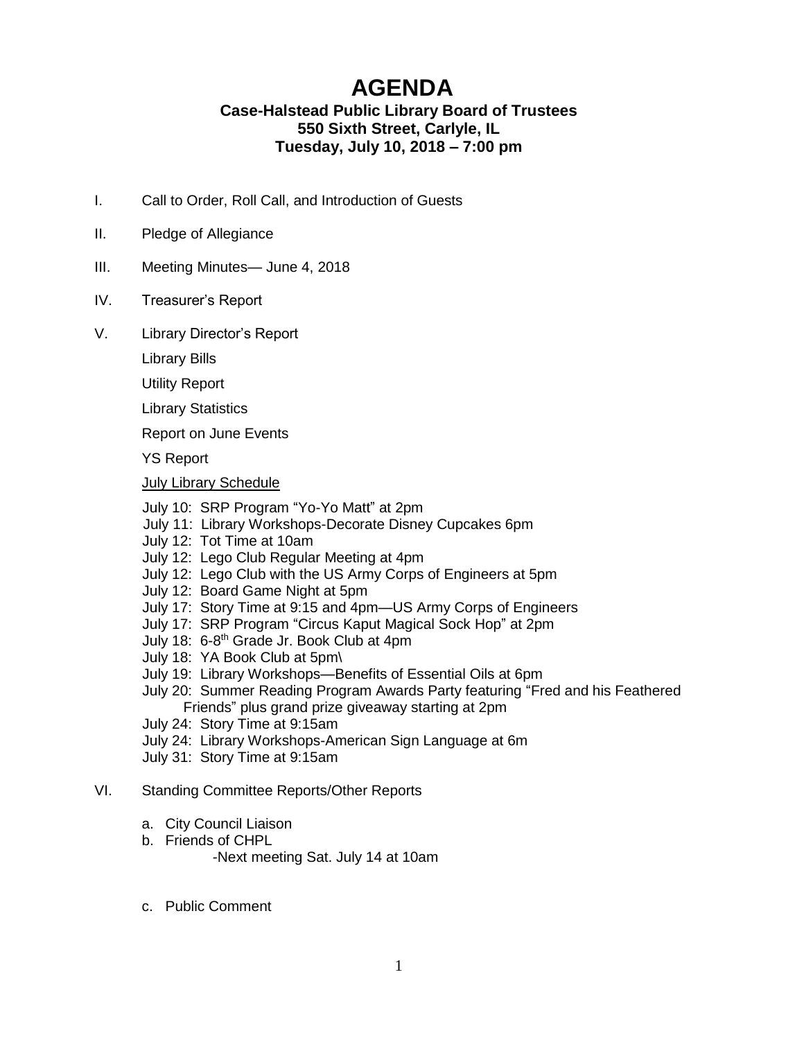# AGENDA

**Case-Halstead Public Library Board of Trustees**
**550 Sixth Street, Carlyle, IL**
**Tuesday, July 10, 2018 – 7:00 pm**

I. Call to Order, Roll Call, and Introduction of Guests

II. Pledge of Allegiance

III. Meeting Minutes— June 4, 2018

IV. Treasurer's Report

V. Library Director's Report

Library Bills

Utility Report

Library Statistics

Report on June Events

YS Report

<u>July Library Schedule</u>

July 10: SRP Program "Yo-Yo Matt" at 2pm
July 11: Library Workshops-Decorate Disney Cupcakes 6pm
July 12: Tot Time at 10am
July 12: Lego Club Regular Meeting at 4pm
July 12: Lego Club with the US Army Corps of Engineers at 5pm
July 12: Board Game Night at 5pm
July 17: Story Time at 9:15 and 4pm—US Army Corps of Engineers
July 17: SRP Program "Circus Kaput Magical Sock Hop" at 2pm
July 18: 6-8th Grade Jr. Book Club at 4pm
July 18: YA Book Club at 5pm\
July 19: Library Workshops—Benefits of Essential Oils at 6pm
July 20: Summer Reading Program Awards Party featuring "Fred and his Feathered Friends" plus grand prize giveaway starting at 2pm
July 24: Story Time at 9:15am
July 24: Library Workshops-American Sign Language at 6m
July 31: Story Time at 9:15am

VI. Standing Committee Reports/Other Reports

a. City Council Liaison
b. Friends of CHPL
   -Next meeting Sat. July 14 at 10am

c. Public Comment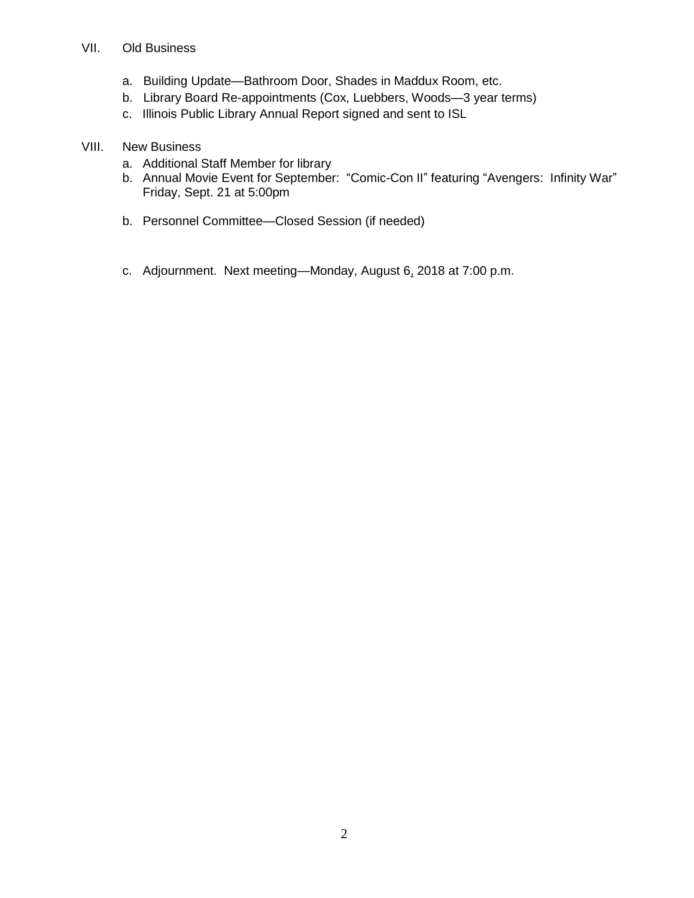VII. Old Business

a. Building Update—Bathroom Door, Shades in Maddux Room, etc.
b. Library Board Re-appointments (Cox, Luebbers, Woods—3 year terms)
c. Illinois Public Library Annual Report signed and sent to ISL

VIII. New Business

a. Additional Staff Member for library
b. Annual Movie Event for September: "Comic-Con II" featuring "Avengers: Infinity War" Friday, Sept. 21 at 5:00pm

b. Personnel Committee—Closed Session (if needed)

c. Adjournment. Next meeting—Monday, August 6, 2018 at 7:00 p.m.